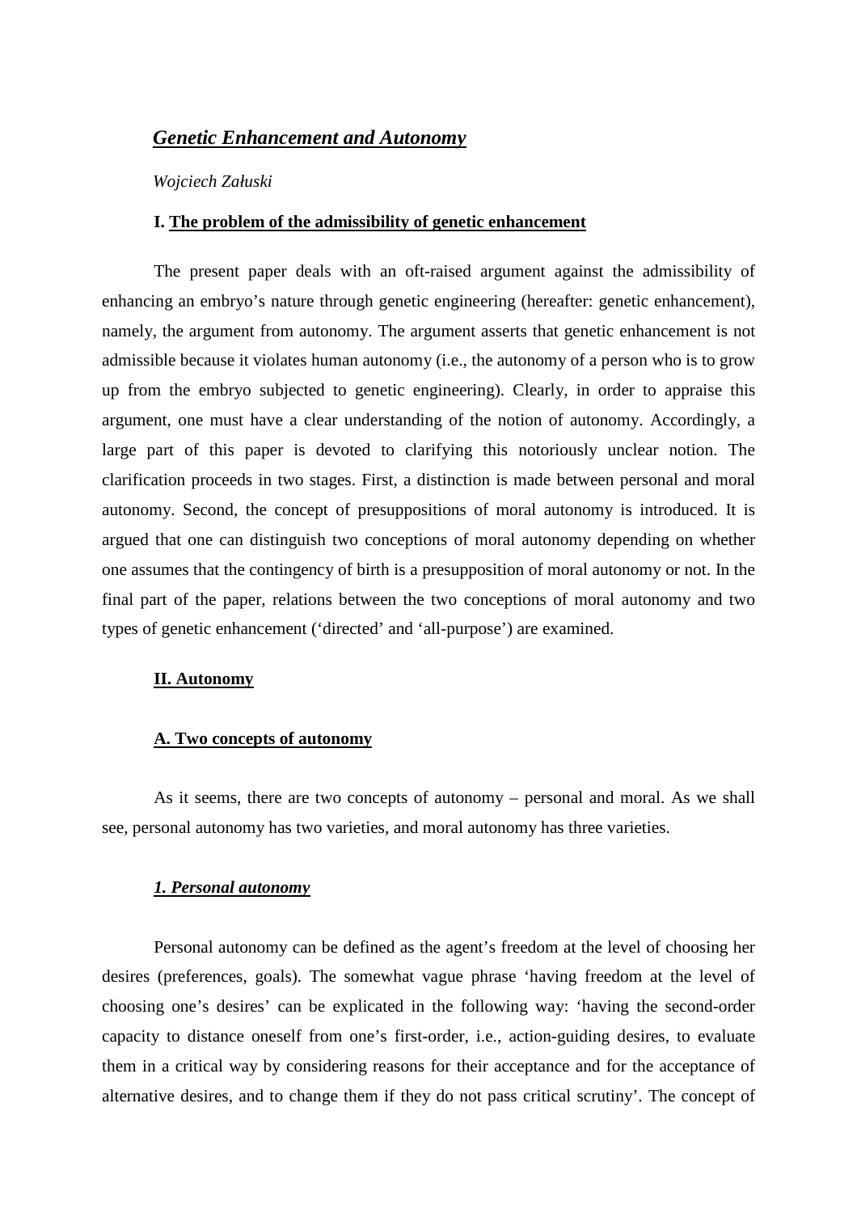# *Genetic Enhancement and Autonomy*

*Wojciech Załuski*

## I. The problem of the admissibility of genetic enhancement

The present paper deals with an oft-raised argument against the admissibility of enhancing an embryo's nature through genetic engineering (hereafter: genetic enhancement), namely, the argument from autonomy. The argument asserts that genetic enhancement is not admissible because it violates human autonomy (i.e., the autonomy of a person who is to grow up from the embryo subjected to genetic engineering). Clearly, in order to appraise this argument, one must have a clear understanding of the notion of autonomy. Accordingly, a large part of this paper is devoted to clarifying this notoriously unclear notion. The clarification proceeds in two stages. First, a distinction is made between personal and moral autonomy. Second, the concept of presuppositions of moral autonomy is introduced. It is argued that one can distinguish two conceptions of moral autonomy depending on whether one assumes that the contingency of birth is a presupposition of moral autonomy or not. In the final part of the paper, relations between the two conceptions of moral autonomy and two types of genetic enhancement ('directed' and 'all-purpose') are examined.

## II. Autonomy

### A. Two concepts of autonomy

As it seems, there are two concepts of autonomy – personal and moral. As we shall see, personal autonomy has two varieties, and moral autonomy has three varieties.

#### *1. Personal autonomy*

Personal autonomy can be defined as the agent's freedom at the level of choosing her desires (preferences, goals). The somewhat vague phrase 'having freedom at the level of choosing one's desires' can be explicated in the following way: 'having the second-order capacity to distance oneself from one's first-order, i.e., action-guiding desires, to evaluate them in a critical way by considering reasons for their acceptance and for the acceptance of alternative desires, and to change them if they do not pass critical scrutiny'. The concept of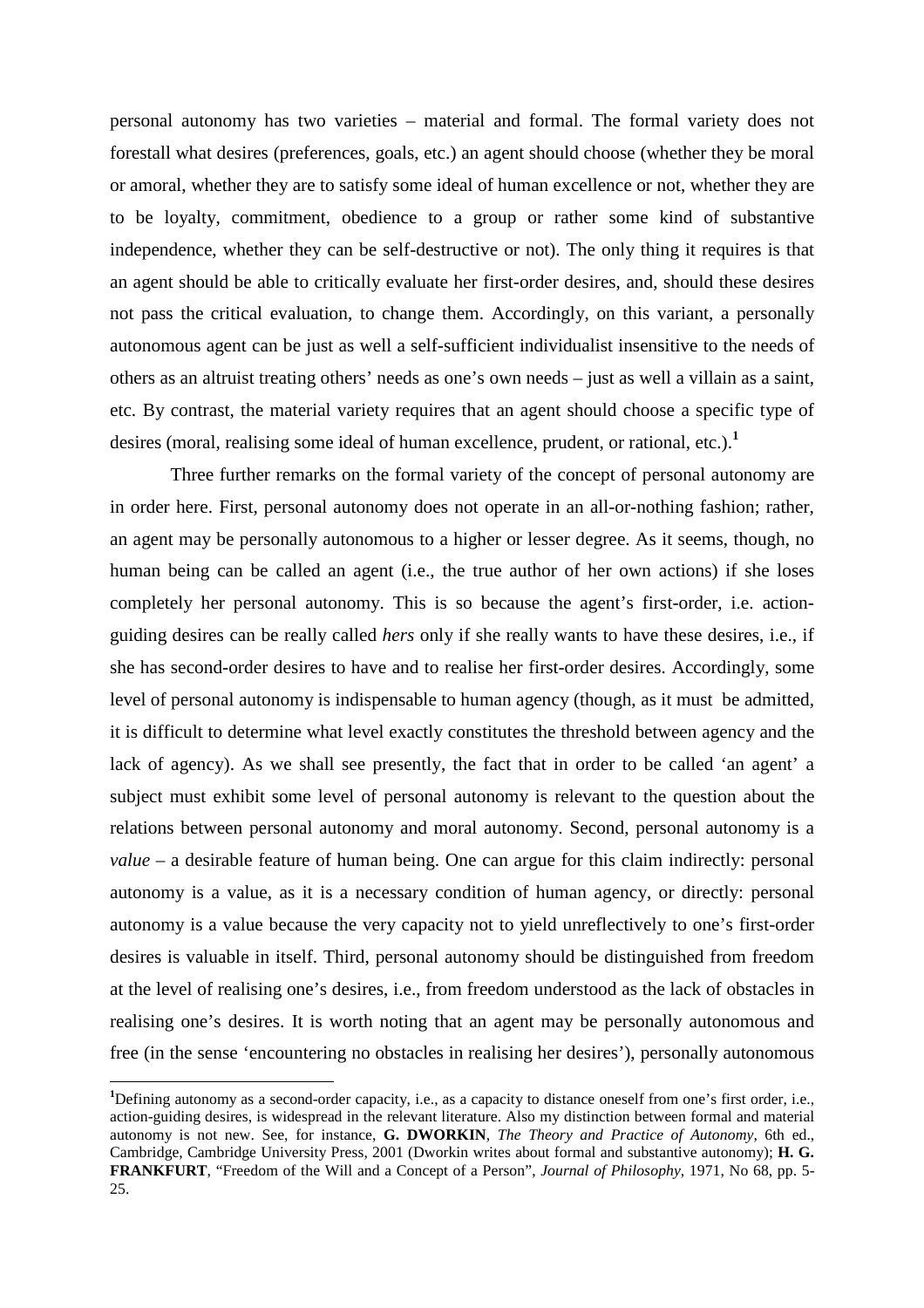personal autonomy has two varieties – material and formal. The formal variety does not forestall what desires (preferences, goals, etc.) an agent should choose (whether they be moral or amoral, whether they are to satisfy some ideal of human excellence or not, whether they are to be loyalty, commitment, obedience to a group or rather some kind of substantive independence, whether they can be self-destructive or not). The only thing it requires is that an agent should be able to critically evaluate her first-order desires, and, should these desires not pass the critical evaluation, to change them. Accordingly, on this variant, a personally autonomous agent can be just as well a self-sufficient individualist insensitive to the needs of others as an altruist treating others' needs as one's own needs – just as well a villain as a saint, etc. By contrast, the material variety requires that an agent should choose a specific type of desires (moral, realising some ideal of human excellence, prudent, or rational, etc.).[1]

Three further remarks on the formal variety of the concept of personal autonomy are in order here. First, personal autonomy does not operate in an all-or-nothing fashion; rather, an agent may be personally autonomous to a higher or lesser degree. As it seems, though, no human being can be called an agent (i.e., the true author of her own actions) if she loses completely her personal autonomy. This is so because the agent's first-order, i.e. action-guiding desires can be really called *hers* only if she really wants to have these desires, i.e., if she has second-order desires to have and to realise her first-order desires. Accordingly, some level of personal autonomy is indispensable to human agency (though, as it must be admitted, it is difficult to determine what level exactly constitutes the threshold between agency and the lack of agency). As we shall see presently, the fact that in order to be called 'an agent' a subject must exhibit some level of personal autonomy is relevant to the question about the relations between personal autonomy and moral autonomy. Second, personal autonomy is a *value* – a desirable feature of human being. One can argue for this claim indirectly: personal autonomy is a value, as it is a necessary condition of human agency, or directly: personal autonomy is a value because the very capacity not to yield unreflectively to one's first-order desires is valuable in itself. Third, personal autonomy should be distinguished from freedom at the level of realising one's desires, i.e., from freedom understood as the lack of obstacles in realising one's desires. It is worth noting that an agent may be personally autonomous and free (in the sense 'encountering no obstacles in realising her desires'), personally autonomous

---

[1]Defining autonomy as a second-order capacity, i.e., as a capacity to distance oneself from one's first order, i.e., action-guiding desires, is widespread in the relevant literature. Also my distinction between formal and material autonomy is not new. See, for instance, **G. DWORKIN**, *The Theory and Practice of Autonomy*, 6th ed., Cambridge, Cambridge University Press, 2001 (Dworkin writes about formal and substantive autonomy); **H. G. FRANKFURT**, "Freedom of the Will and a Concept of a Person", *Journal of Philosophy*, 1971, No 68, pp. 5-25.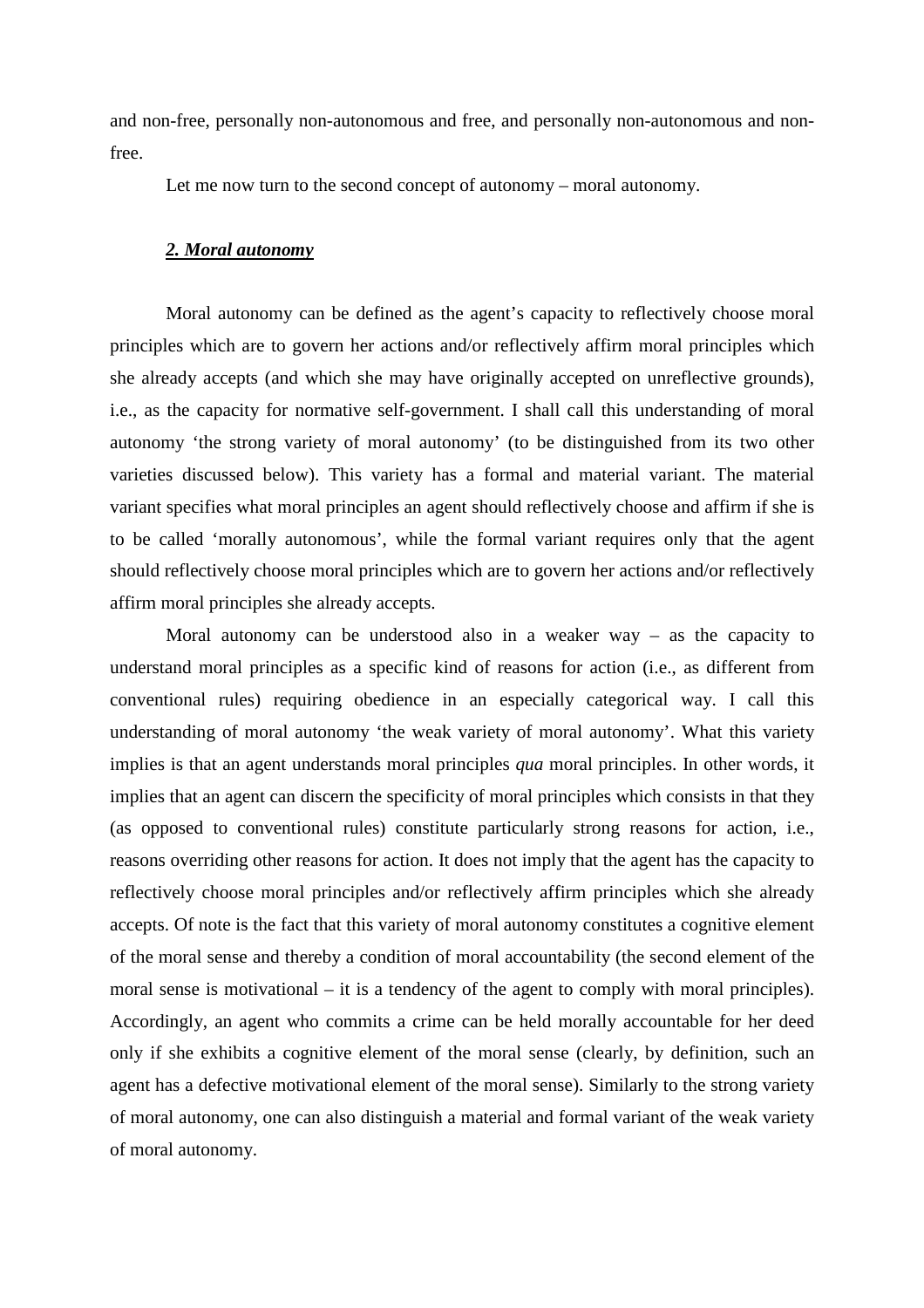and non-free, personally non-autonomous and free, and personally non-autonomous and non-free.

Let me now turn to the second concept of autonomy – moral autonomy.

## ***2. Moral autonomy***

Moral autonomy can be defined as the agent's capacity to reflectively choose moral principles which are to govern her actions and/or reflectively affirm moral principles which she already accepts (and which she may have originally accepted on unreflective grounds), i.e., as the capacity for normative self-government. I shall call this understanding of moral autonomy 'the strong variety of moral autonomy' (to be distinguished from its two other varieties discussed below). This variety has a formal and material variant. The material variant specifies what moral principles an agent should reflectively choose and affirm if she is to be called 'morally autonomous', while the formal variant requires only that the agent should reflectively choose moral principles which are to govern her actions and/or reflectively affirm moral principles she already accepts.

Moral autonomy can be understood also in a weaker way – as the capacity to understand moral principles as a specific kind of reasons for action (i.e., as different from conventional rules) requiring obedience in an especially categorical way. I call this understanding of moral autonomy 'the weak variety of moral autonomy'. What this variety implies is that an agent understands moral principles *qua* moral principles. In other words, it implies that an agent can discern the specificity of moral principles which consists in that they (as opposed to conventional rules) constitute particularly strong reasons for action, i.e., reasons overriding other reasons for action. It does not imply that the agent has the capacity to reflectively choose moral principles and/or reflectively affirm principles which she already accepts. Of note is the fact that this variety of moral autonomy constitutes a cognitive element of the moral sense and thereby a condition of moral accountability (the second element of the moral sense is motivational – it is a tendency of the agent to comply with moral principles). Accordingly, an agent who commits a crime can be held morally accountable for her deed only if she exhibits a cognitive element of the moral sense (clearly, by definition, such an agent has a defective motivational element of the moral sense). Similarly to the strong variety of moral autonomy, one can also distinguish a material and formal variant of the weak variety of moral autonomy.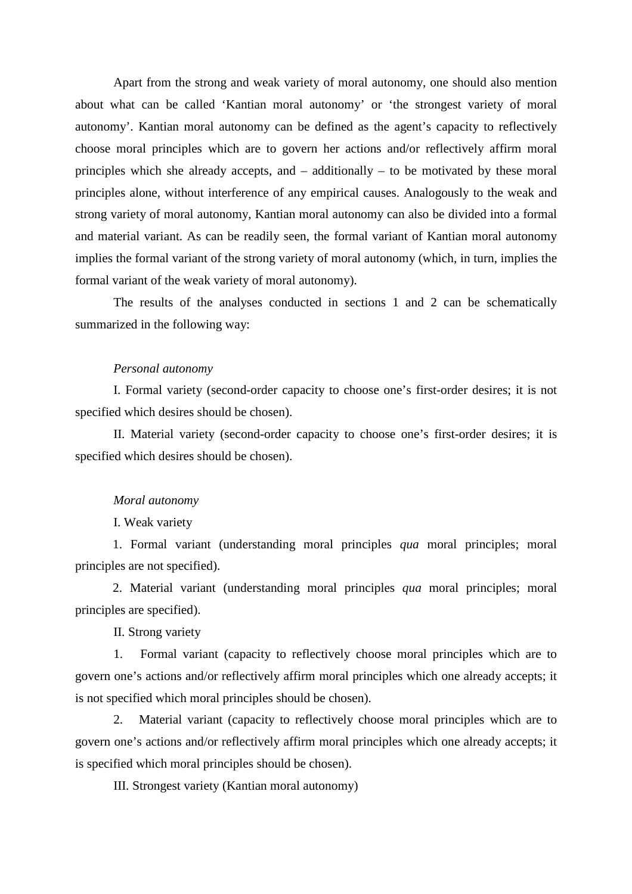Apart from the strong and weak variety of moral autonomy, one should also mention about what can be called 'Kantian moral autonomy' or 'the strongest variety of moral autonomy'. Kantian moral autonomy can be defined as the agent's capacity to reflectively choose moral principles which are to govern her actions and/or reflectively affirm moral principles which she already accepts, and – additionally – to be motivated by these moral principles alone, without interference of any empirical causes. Analogously to the weak and strong variety of moral autonomy, Kantian moral autonomy can also be divided into a formal and material variant. As can be readily seen, the formal variant of Kantian moral autonomy implies the formal variant of the strong variety of moral autonomy (which, in turn, implies the formal variant of the weak variety of moral autonomy).

The results of the analyses conducted in sections 1 and 2 can be schematically summarized in the following way:

*Personal autonomy*

I. Formal variety (second-order capacity to choose one's first-order desires; it is not specified which desires should be chosen).

II. Material variety (second-order capacity to choose one's first-order desires; it is specified which desires should be chosen).

*Moral autonomy*

I. Weak variety

1. Formal variant (understanding moral principles *qua* moral principles; moral principles are not specified).

2. Material variant (understanding moral principles *qua* moral principles; moral principles are specified).

II. Strong variety

1. Formal variant (capacity to reflectively choose moral principles which are to govern one's actions and/or reflectively affirm moral principles which one already accepts; it is not specified which moral principles should be chosen).

2. Material variant (capacity to reflectively choose moral principles which are to govern one's actions and/or reflectively affirm moral principles which one already accepts; it is specified which moral principles should be chosen).

III. Strongest variety (Kantian moral autonomy)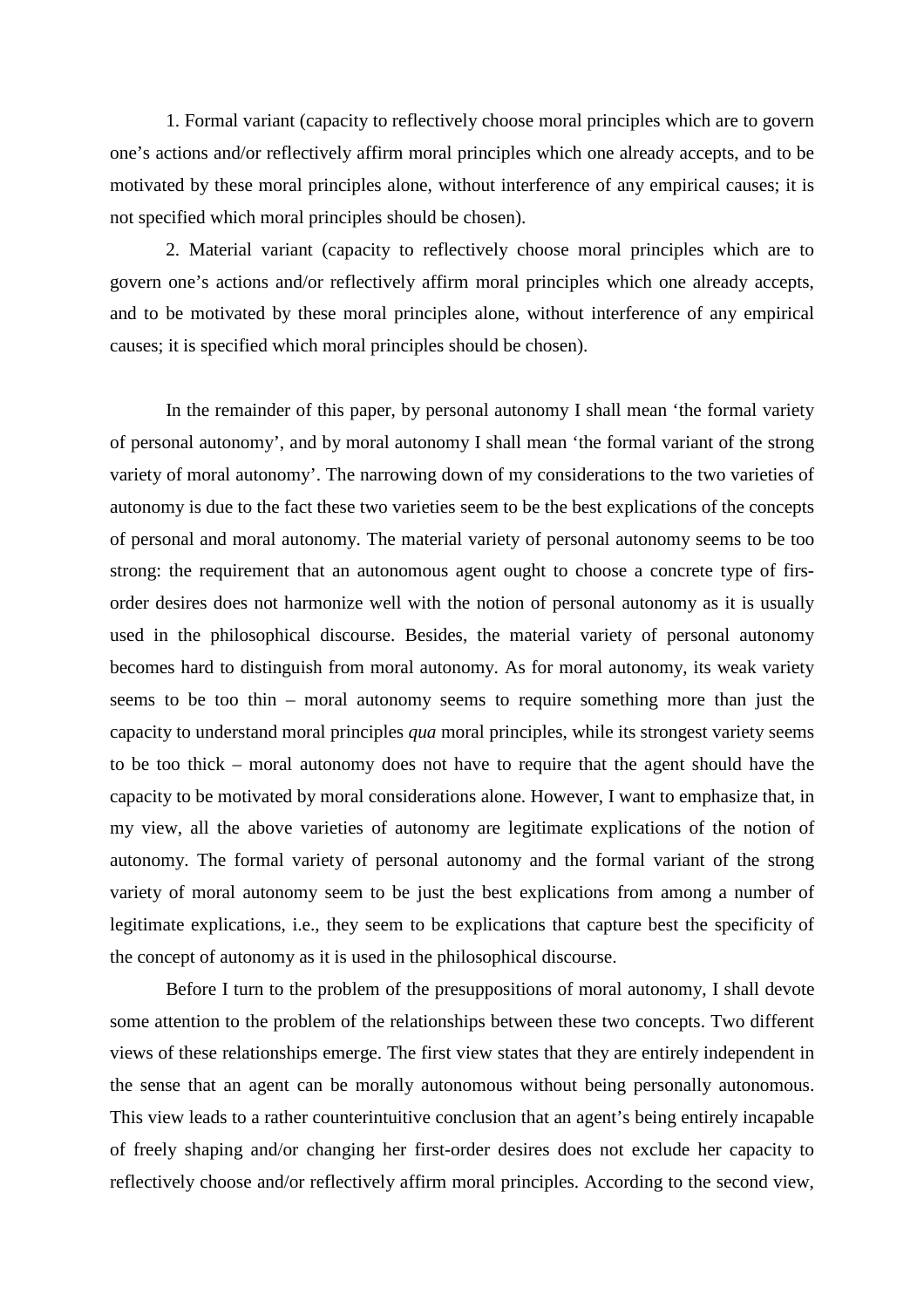1. Formal variant (capacity to reflectively choose moral principles which are to govern one's actions and/or reflectively affirm moral principles which one already accepts, and to be motivated by these moral principles alone, without interference of any empirical causes; it is not specified which moral principles should be chosen).

2. Material variant (capacity to reflectively choose moral principles which are to govern one's actions and/or reflectively affirm moral principles which one already accepts, and to be motivated by these moral principles alone, without interference of any empirical causes; it is specified which moral principles should be chosen).

In the remainder of this paper, by personal autonomy I shall mean 'the formal variety of personal autonomy', and by moral autonomy I shall mean 'the formal variant of the strong variety of moral autonomy'. The narrowing down of my considerations to the two varieties of autonomy is due to the fact these two varieties seem to be the best explications of the concepts of personal and moral autonomy. The material variety of personal autonomy seems to be too strong: the requirement that an autonomous agent ought to choose a concrete type of firs-order desires does not harmonize well with the notion of personal autonomy as it is usually used in the philosophical discourse. Besides, the material variety of personal autonomy becomes hard to distinguish from moral autonomy. As for moral autonomy, its weak variety seems to be too thin – moral autonomy seems to require something more than just the capacity to understand moral principles *qua* moral principles, while its strongest variety seems to be too thick – moral autonomy does not have to require that the agent should have the capacity to be motivated by moral considerations alone. However, I want to emphasize that, in my view, all the above varieties of autonomy are legitimate explications of the notion of autonomy. The formal variety of personal autonomy and the formal variant of the strong variety of moral autonomy seem to be just the best explications from among a number of legitimate explications, i.e., they seem to be explications that capture best the specificity of the concept of autonomy as it is used in the philosophical discourse.

Before I turn to the problem of the presuppositions of moral autonomy, I shall devote some attention to the problem of the relationships between these two concepts. Two different views of these relationships emerge. The first view states that they are entirely independent in the sense that an agent can be morally autonomous without being personally autonomous. This view leads to a rather counterintuitive conclusion that an agent's being entirely incapable of freely shaping and/or changing her first-order desires does not exclude her capacity to reflectively choose and/or reflectively affirm moral principles. According to the second view,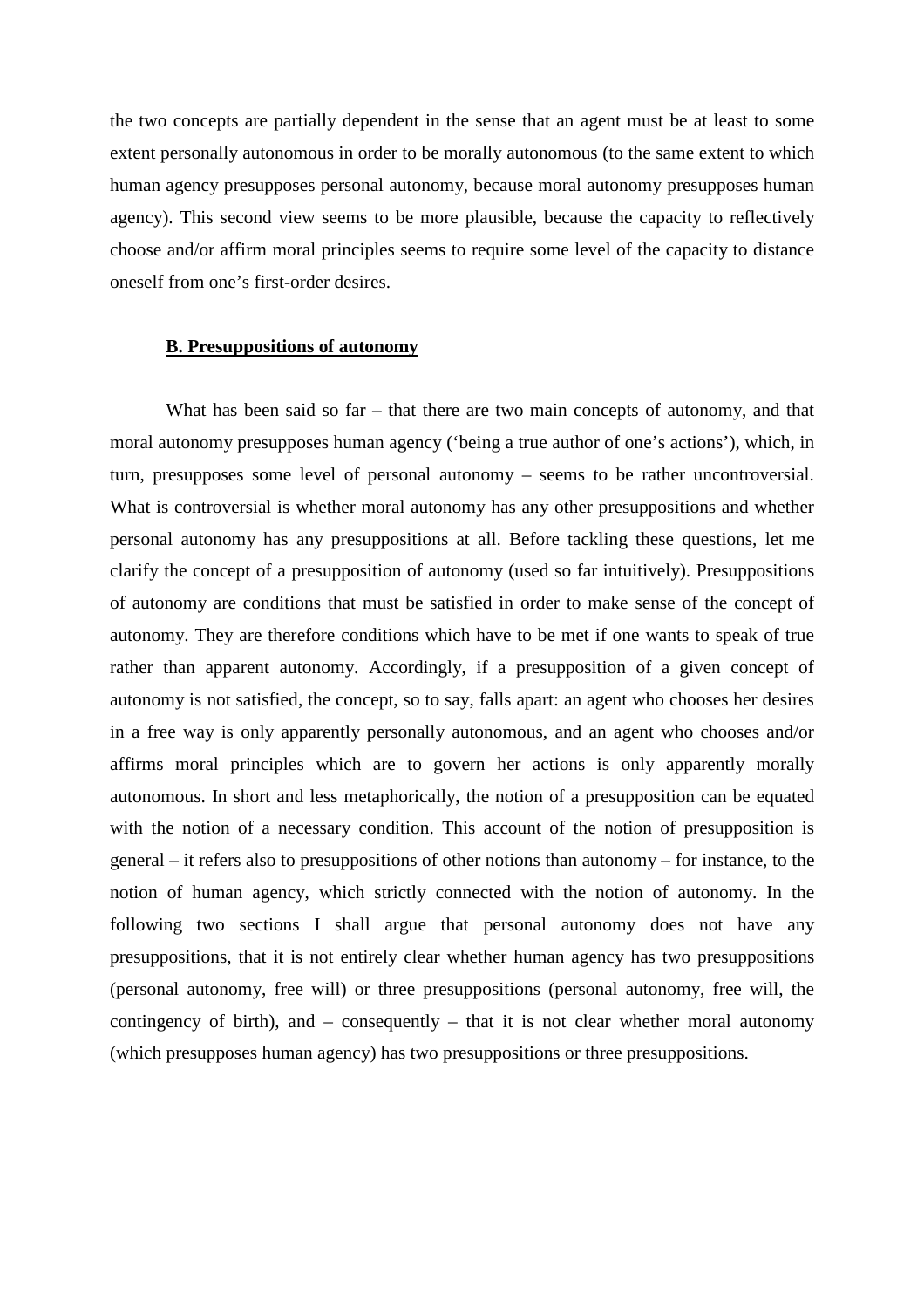the two concepts are partially dependent in the sense that an agent must be at least to some extent personally autonomous in order to be morally autonomous (to the same extent to which human agency presupposes personal autonomy, because moral autonomy presupposes human agency). This second view seems to be more plausible, because the capacity to reflectively choose and/or affirm moral principles seems to require some level of the capacity to distance oneself from one's first-order desires.

## **B. Presuppositions of autonomy**

What has been said so far – that there are two main concepts of autonomy, and that moral autonomy presupposes human agency ('being a true author of one's actions'), which, in turn, presupposes some level of personal autonomy – seems to be rather uncontroversial. What is controversial is whether moral autonomy has any other presuppositions and whether personal autonomy has any presuppositions at all. Before tackling these questions, let me clarify the concept of a presupposition of autonomy (used so far intuitively). Presuppositions of autonomy are conditions that must be satisfied in order to make sense of the concept of autonomy. They are therefore conditions which have to be met if one wants to speak of true rather than apparent autonomy. Accordingly, if a presupposition of a given concept of autonomy is not satisfied, the concept, so to say, falls apart: an agent who chooses her desires in a free way is only apparently personally autonomous, and an agent who chooses and/or affirms moral principles which are to govern her actions is only apparently morally autonomous. In short and less metaphorically, the notion of a presupposition can be equated with the notion of a necessary condition. This account of the notion of presupposition is general – it refers also to presuppositions of other notions than autonomy – for instance, to the notion of human agency, which strictly connected with the notion of autonomy. In the following two sections I shall argue that personal autonomy does not have any presuppositions, that it is not entirely clear whether human agency has two presuppositions (personal autonomy, free will) or three presuppositions (personal autonomy, free will, the contingency of birth), and – consequently – that it is not clear whether moral autonomy (which presupposes human agency) has two presuppositions or three presuppositions.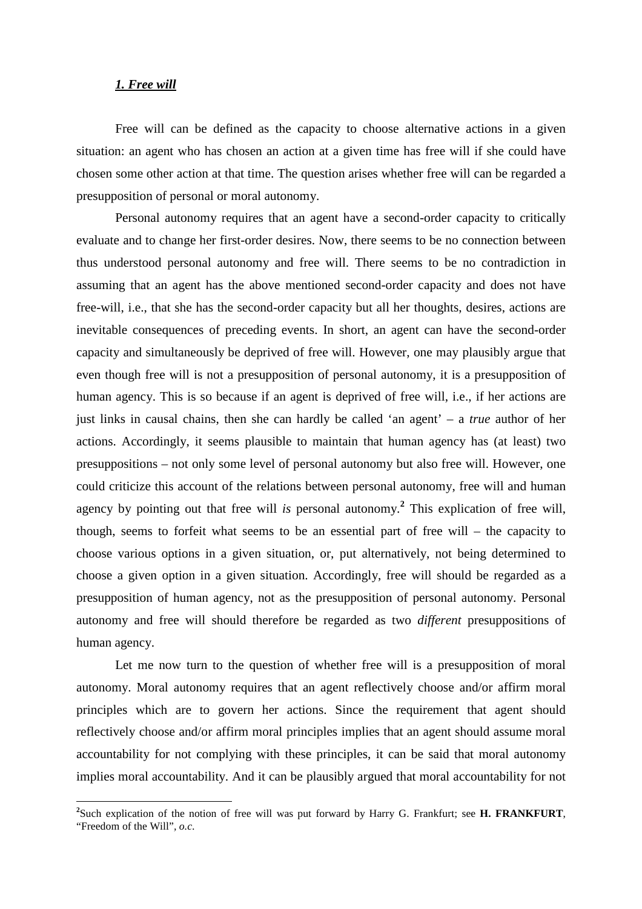## *1. Free will*

Free will can be defined as the capacity to choose alternative actions in a given situation: an agent who has chosen an action at a given time has free will if she could have chosen some other action at that time. The question arises whether free will can be regarded a presupposition of personal or moral autonomy.

Personal autonomy requires that an agent have a second-order capacity to critically evaluate and to change her first-order desires. Now, there seems to be no connection between thus understood personal autonomy and free will. There seems to be no contradiction in assuming that an agent has the above mentioned second-order capacity and does not have free-will, i.e., that she has the second-order capacity but all her thoughts, desires, actions are inevitable consequences of preceding events. In short, an agent can have the second-order capacity and simultaneously be deprived of free will. However, one may plausibly argue that even though free will is not a presupposition of personal autonomy, it is a presupposition of human agency. This is so because if an agent is deprived of free will, i.e., if her actions are just links in causal chains, then she can hardly be called 'an agent' – a *true* author of her actions. Accordingly, it seems plausible to maintain that human agency has (at least) two presuppositions – not only some level of personal autonomy but also free will. However, one could criticize this account of the relations between personal autonomy, free will and human agency by pointing out that free will *is* personal autonomy.[2] This explication of free will, though, seems to forfeit what seems to be an essential part of free will – the capacity to choose various options in a given situation, or, put alternatively, not being determined to choose a given option in a given situation. Accordingly, free will should be regarded as a presupposition of human agency, not as the presupposition of personal autonomy. Personal autonomy and free will should therefore be regarded as two *different* presuppositions of human agency.

Let me now turn to the question of whether free will is a presupposition of moral autonomy. Moral autonomy requires that an agent reflectively choose and/or affirm moral principles which are to govern her actions. Since the requirement that agent should reflectively choose and/or affirm moral principles implies that an agent should assume moral accountability for not complying with these principles, it can be said that moral autonomy implies moral accountability. And it can be plausibly argued that moral accountability for not

[2]Such explication of the notion of free will was put forward by Harry G. Frankfurt; see **H. FRANKFURT**, "Freedom of the Will", *o.c.*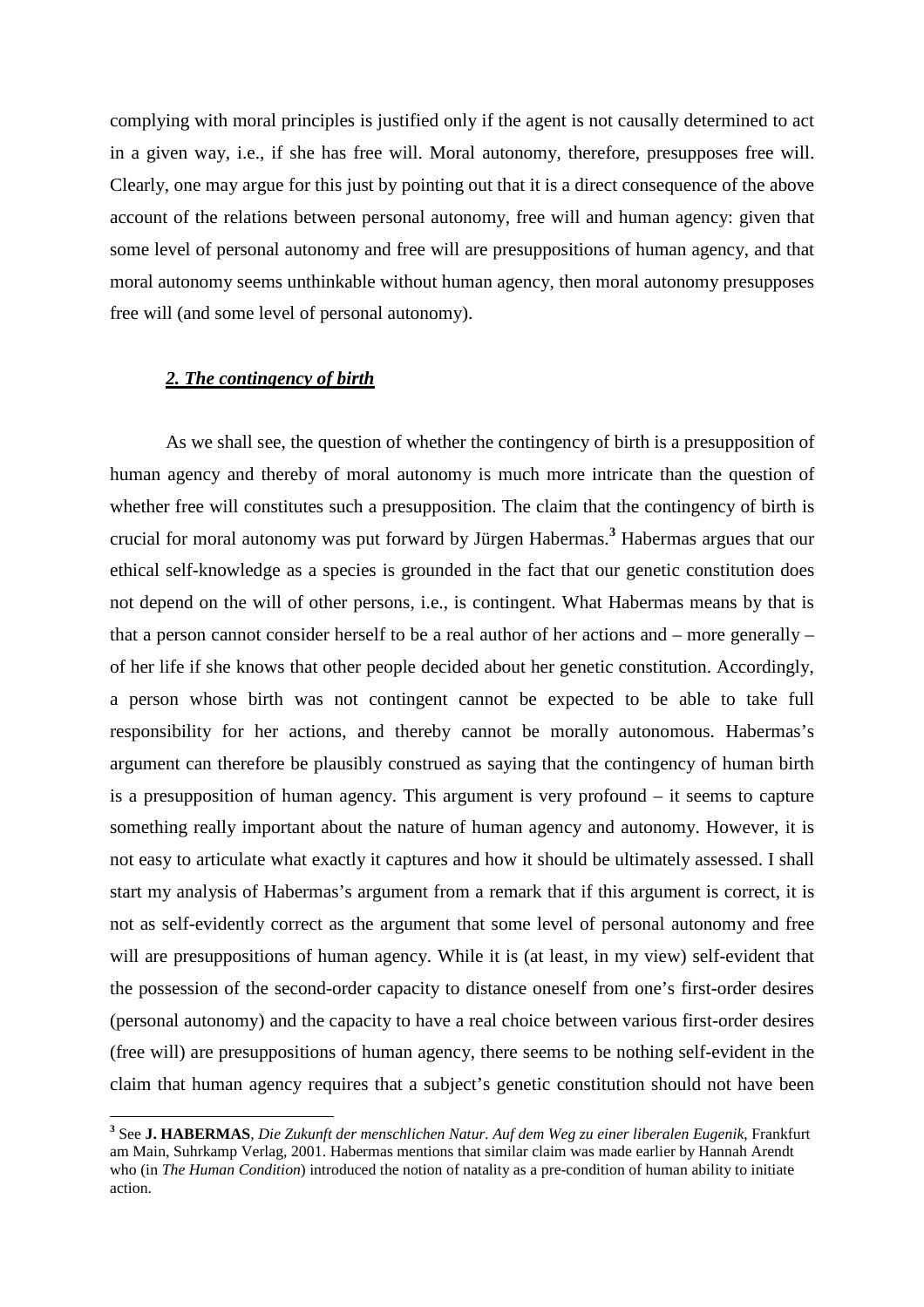complying with moral principles is justified only if the agent is not causally determined to act in a given way, i.e., if she has free will. Moral autonomy, therefore, presupposes free will. Clearly, one may argue for this just by pointing out that it is a direct consequence of the above account of the relations between personal autonomy, free will and human agency: given that some level of personal autonomy and free will are presuppositions of human agency, and that moral autonomy seems unthinkable without human agency, then moral autonomy presupposes free will (and some level of personal autonomy).

## *2. The contingency of birth*

As we shall see, the question of whether the contingency of birth is a presupposition of human agency and thereby of moral autonomy is much more intricate than the question of whether free will constitutes such a presupposition. The claim that the contingency of birth is crucial for moral autonomy was put forward by Jürgen Habermas.[3] Habermas argues that our ethical self-knowledge as a species is grounded in the fact that our genetic constitution does not depend on the will of other persons, i.e., is contingent. What Habermas means by that is that a person cannot consider herself to be a real author of her actions and – more generally – of her life if she knows that other people decided about her genetic constitution. Accordingly, a person whose birth was not contingent cannot be expected to be able to take full responsibility for her actions, and thereby cannot be morally autonomous. Habermas's argument can therefore be plausibly construed as saying that the contingency of human birth is a presupposition of human agency. This argument is very profound – it seems to capture something really important about the nature of human agency and autonomy. However, it is not easy to articulate what exactly it captures and how it should be ultimately assessed. I shall start my analysis of Habermas's argument from a remark that if this argument is correct, it is not as self-evidently correct as the argument that some level of personal autonomy and free will are presuppositions of human agency. While it is (at least, in my view) self-evident that the possession of the second-order capacity to distance oneself from one's first-order desires (personal autonomy) and the capacity to have a real choice between various first-order desires (free will) are presuppositions of human agency, there seems to be nothing self-evident in the claim that human agency requires that a subject's genetic constitution should not have been

---

[3] See **J. HABERMAS**, *Die Zukunft der menschlichen Natur. Auf dem Weg zu einer liberalen Eugenik*, Frankfurt am Main, Suhrkamp Verlag, 2001. Habermas mentions that similar claim was made earlier by Hannah Arendt who (in *The Human Condition*) introduced the notion of natality as a pre-condition of human ability to initiate action.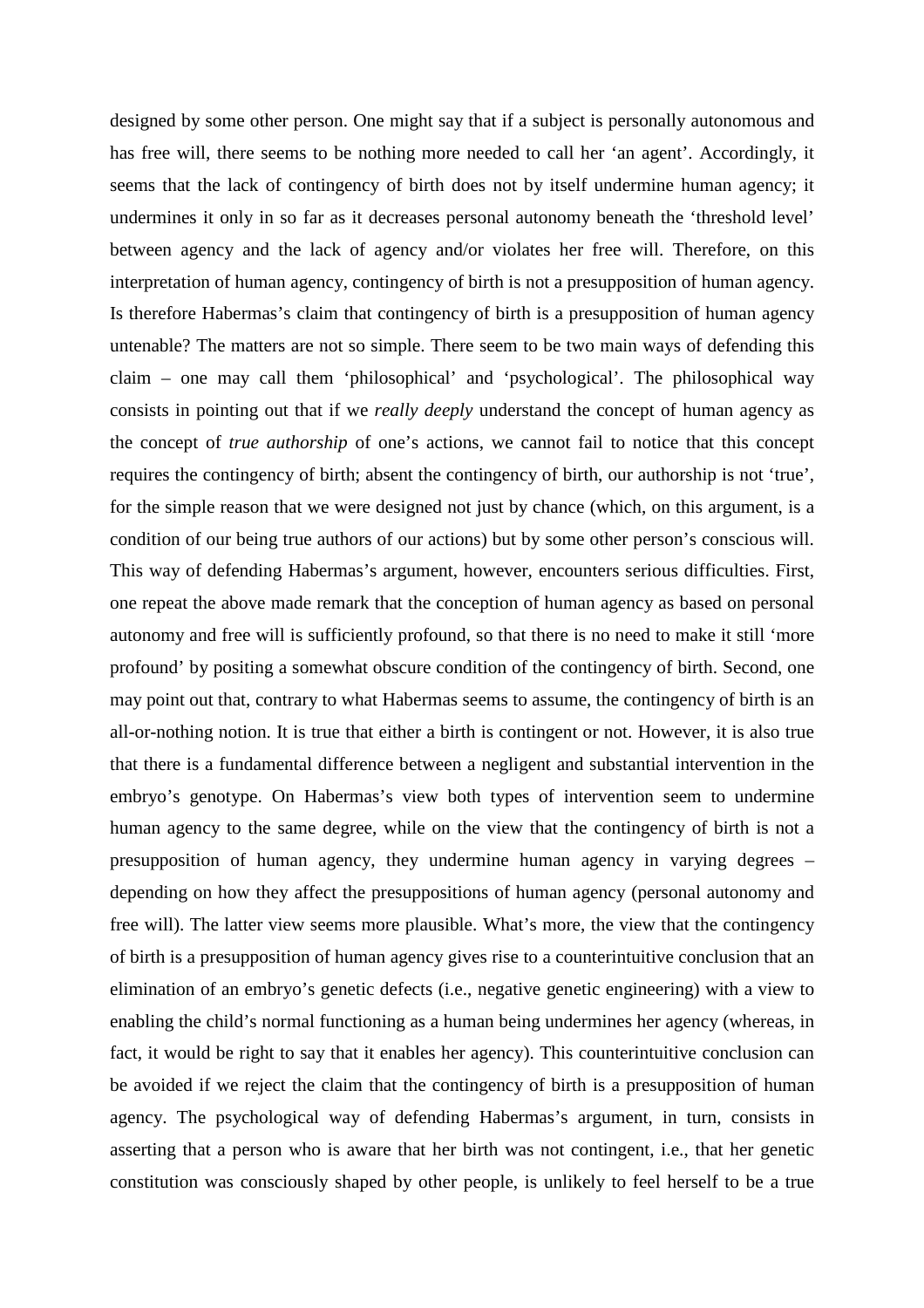designed by some other person. One might say that if a subject is personally autonomous and has free will, there seems to be nothing more needed to call her 'an agent'. Accordingly, it seems that the lack of contingency of birth does not by itself undermine human agency; it undermines it only in so far as it decreases personal autonomy beneath the 'threshold level' between agency and the lack of agency and/or violates her free will. Therefore, on this interpretation of human agency, contingency of birth is not a presupposition of human agency. Is therefore Habermas's claim that contingency of birth is a presupposition of human agency untenable? The matters are not so simple. There seem to be two main ways of defending this claim – one may call them 'philosophical' and 'psychological'. The philosophical way consists in pointing out that if we *really deeply* understand the concept of human agency as the concept of *true authorship* of one's actions, we cannot fail to notice that this concept requires the contingency of birth; absent the contingency of birth, our authorship is not 'true', for the simple reason that we were designed not just by chance (which, on this argument, is a condition of our being true authors of our actions) but by some other person's conscious will. This way of defending Habermas's argument, however, encounters serious difficulties. First, one repeat the above made remark that the conception of human agency as based on personal autonomy and free will is sufficiently profound, so that there is no need to make it still 'more profound' by positing a somewhat obscure condition of the contingency of birth. Second, one may point out that, contrary to what Habermas seems to assume, the contingency of birth is an all-or-nothing notion. It is true that either a birth is contingent or not. However, it is also true that there is a fundamental difference between a negligent and substantial intervention in the embryo's genotype. On Habermas's view both types of intervention seem to undermine human agency to the same degree, while on the view that the contingency of birth is not a presupposition of human agency, they undermine human agency in varying degrees – depending on how they affect the presuppositions of human agency (personal autonomy and free will). The latter view seems more plausible. What's more, the view that the contingency of birth is a presupposition of human agency gives rise to a counterintuitive conclusion that an elimination of an embryo's genetic defects (i.e., negative genetic engineering) with a view to enabling the child's normal functioning as a human being undermines her agency (whereas, in fact, it would be right to say that it enables her agency). This counterintuitive conclusion can be avoided if we reject the claim that the contingency of birth is a presupposition of human agency. The psychological way of defending Habermas's argument, in turn, consists in asserting that a person who is aware that her birth was not contingent, i.e., that her genetic constitution was consciously shaped by other people, is unlikely to feel herself to be a true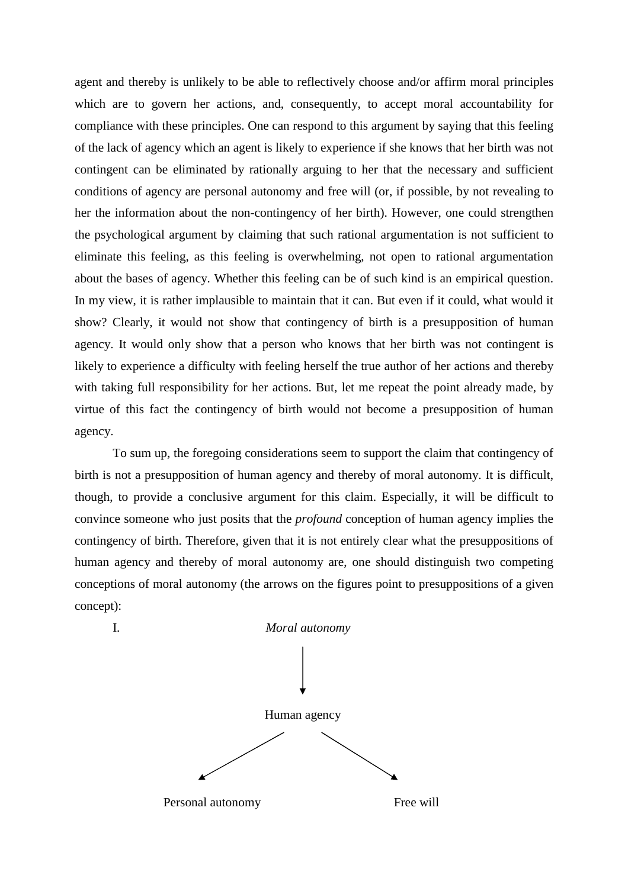agent and thereby is unlikely to be able to reflectively choose and/or affirm moral principles which are to govern her actions, and, consequently, to accept moral accountability for compliance with these principles. One can respond to this argument by saying that this feeling of the lack of agency which an agent is likely to experience if she knows that her birth was not contingent can be eliminated by rationally arguing to her that the necessary and sufficient conditions of agency are personal autonomy and free will (or, if possible, by not revealing to her the information about the non-contingency of her birth). However, one could strengthen the psychological argument by claiming that such rational argumentation is not sufficient to eliminate this feeling, as this feeling is overwhelming, not open to rational argumentation about the bases of agency. Whether this feeling can be of such kind is an empirical question. In my view, it is rather implausible to maintain that it can. But even if it could, what would it show? Clearly, it would not show that contingency of birth is a presupposition of human agency. It would only show that a person who knows that her birth was not contingent is likely to experience a difficulty with feeling herself the true author of her actions and thereby with taking full responsibility for her actions. But, let me repeat the point already made, by virtue of this fact the contingency of birth would not become a presupposition of human agency.

To sum up, the foregoing considerations seem to support the claim that contingency of birth is not a presupposition of human agency and thereby of moral autonomy. It is difficult, though, to provide a conclusive argument for this claim. Especially, it will be difficult to convince someone who just posits that the *profound* conception of human agency implies the contingency of birth. Therefore, given that it is not entirely clear what the presuppositions of human agency and thereby of moral autonomy are, one should distinguish two competing conceptions of moral autonomy (the arrows on the figures point to presuppositions of a given concept):

I. *Moral autonomy*

↓

Human agency

↙ ↘

Personal autonomy Free will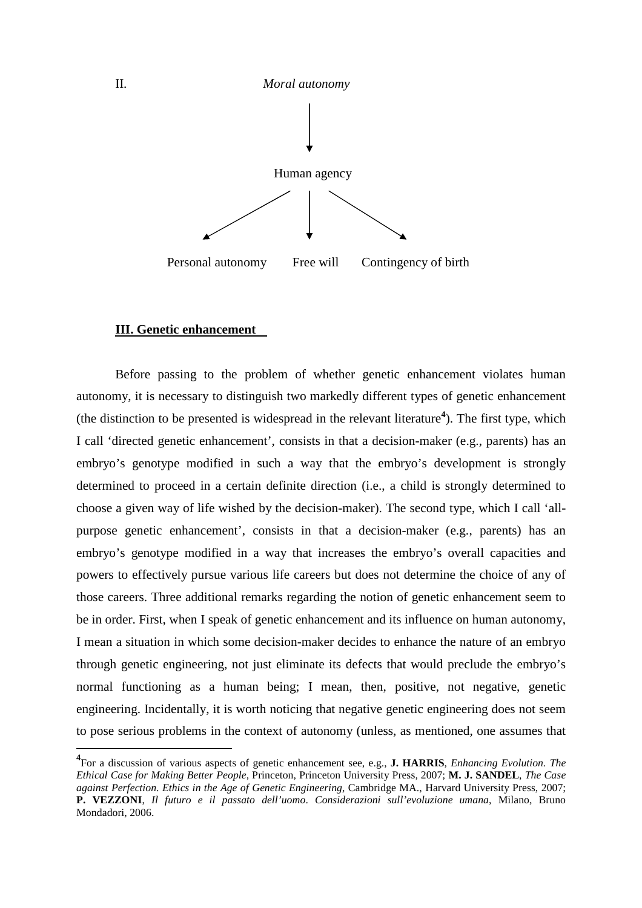II. *Moral autonomy*

↓

Human agency

↙ ↓ ↘

Personal autonomy Free will Contingency of birth

**III. Genetic enhancement**

Before passing to the problem of whether genetic enhancement violates human autonomy, it is necessary to distinguish two markedly different types of genetic enhancement (the distinction to be presented is widespread in the relevant literature[4]). The first type, which I call 'directed genetic enhancement', consists in that a decision-maker (e.g., parents) has an embryo's genotype modified in such a way that the embryo's development is strongly determined to proceed in a certain definite direction (i.e., a child is strongly determined to choose a given way of life wished by the decision-maker). The second type, which I call 'all-purpose genetic enhancement', consists in that a decision-maker (e.g., parents) has an embryo's genotype modified in a way that increases the embryo's overall capacities and powers to effectively pursue various life careers but does not determine the choice of any of those careers. Three additional remarks regarding the notion of genetic enhancement seem to be in order. First, when I speak of genetic enhancement and its influence on human autonomy, I mean a situation in which some decision-maker decides to enhance the nature of an embryo through genetic engineering, not just eliminate its defects that would preclude the embryo's normal functioning as a human being; I mean, then, positive, not negative, genetic engineering. Incidentally, it is worth noticing that negative genetic engineering does not seem to pose serious problems in the context of autonomy (unless, as mentioned, one assumes that

[4] For a discussion of various aspects of genetic enhancement see, e.g., **J. HARRIS**, *Enhancing Evolution. The Ethical Case for Making Better People*, Princeton, Princeton University Press, 2007; **M. J. SANDEL**, *The Case against Perfection. Ethics in the Age of Genetic Engineering*, Cambridge MA., Harvard University Press, 2007; **P. VEZZONI**, *Il futuro e il passato dell'uomo. Considerazioni sull'evoluzione umana*, Milano, Bruno Mondadori, 2006.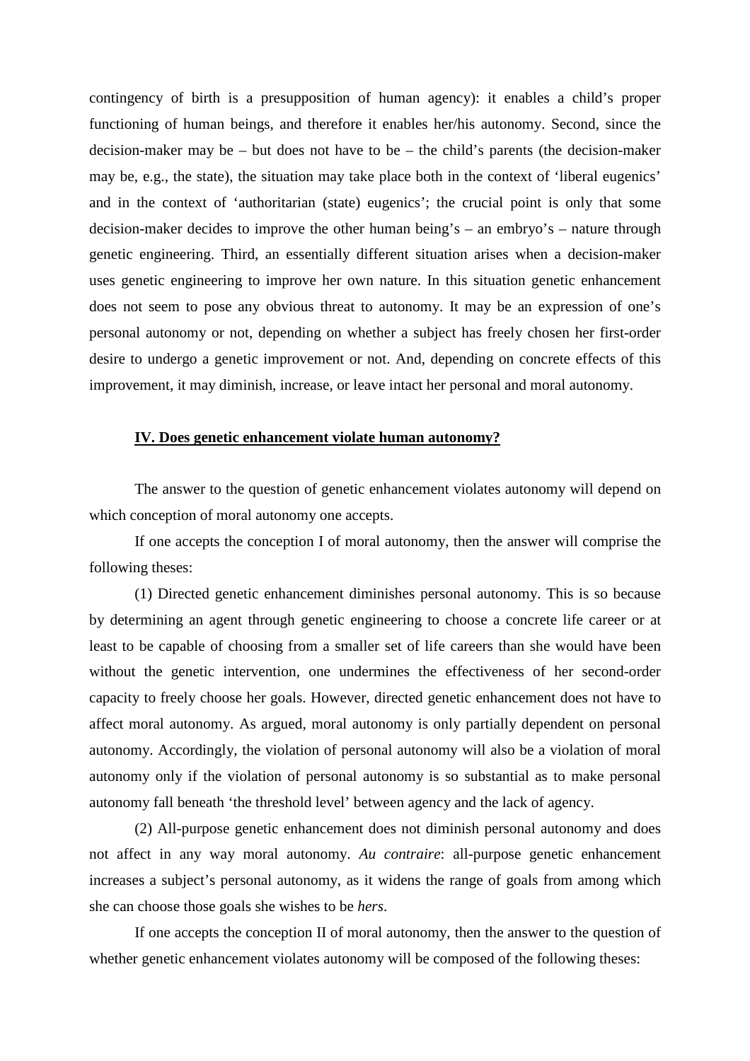contingency of birth is a presupposition of human agency): it enables a child's proper functioning of human beings, and therefore it enables her/his autonomy. Second, since the decision-maker may be – but does not have to be – the child's parents (the decision-maker may be, e.g., the state), the situation may take place both in the context of 'liberal eugenics' and in the context of 'authoritarian (state) eugenics'; the crucial point is only that some decision-maker decides to improve the other human being's – an embryo's – nature through genetic engineering. Third, an essentially different situation arises when a decision-maker uses genetic engineering to improve her own nature. In this situation genetic enhancement does not seem to pose any obvious threat to autonomy. It may be an expression of one's personal autonomy or not, depending on whether a subject has freely chosen her first-order desire to undergo a genetic improvement or not. And, depending on concrete effects of this improvement, it may diminish, increase, or leave intact her personal and moral autonomy.

## IV. Does genetic enhancement violate human autonomy?

The answer to the question of genetic enhancement violates autonomy will depend on which conception of moral autonomy one accepts.

If one accepts the conception I of moral autonomy, then the answer will comprise the following theses:

(1) Directed genetic enhancement diminishes personal autonomy. This is so because by determining an agent through genetic engineering to choose a concrete life career or at least to be capable of choosing from a smaller set of life careers than she would have been without the genetic intervention, one undermines the effectiveness of her second-order capacity to freely choose her goals. However, directed genetic enhancement does not have to affect moral autonomy. As argued, moral autonomy is only partially dependent on personal autonomy. Accordingly, the violation of personal autonomy will also be a violation of moral autonomy only if the violation of personal autonomy is so substantial as to make personal autonomy fall beneath 'the threshold level' between agency and the lack of agency.

(2) All-purpose genetic enhancement does not diminish personal autonomy and does not affect in any way moral autonomy. *Au contraire*: all-purpose genetic enhancement increases a subject's personal autonomy, as it widens the range of goals from among which she can choose those goals she wishes to be *hers*.

If one accepts the conception II of moral autonomy, then the answer to the question of whether genetic enhancement violates autonomy will be composed of the following theses: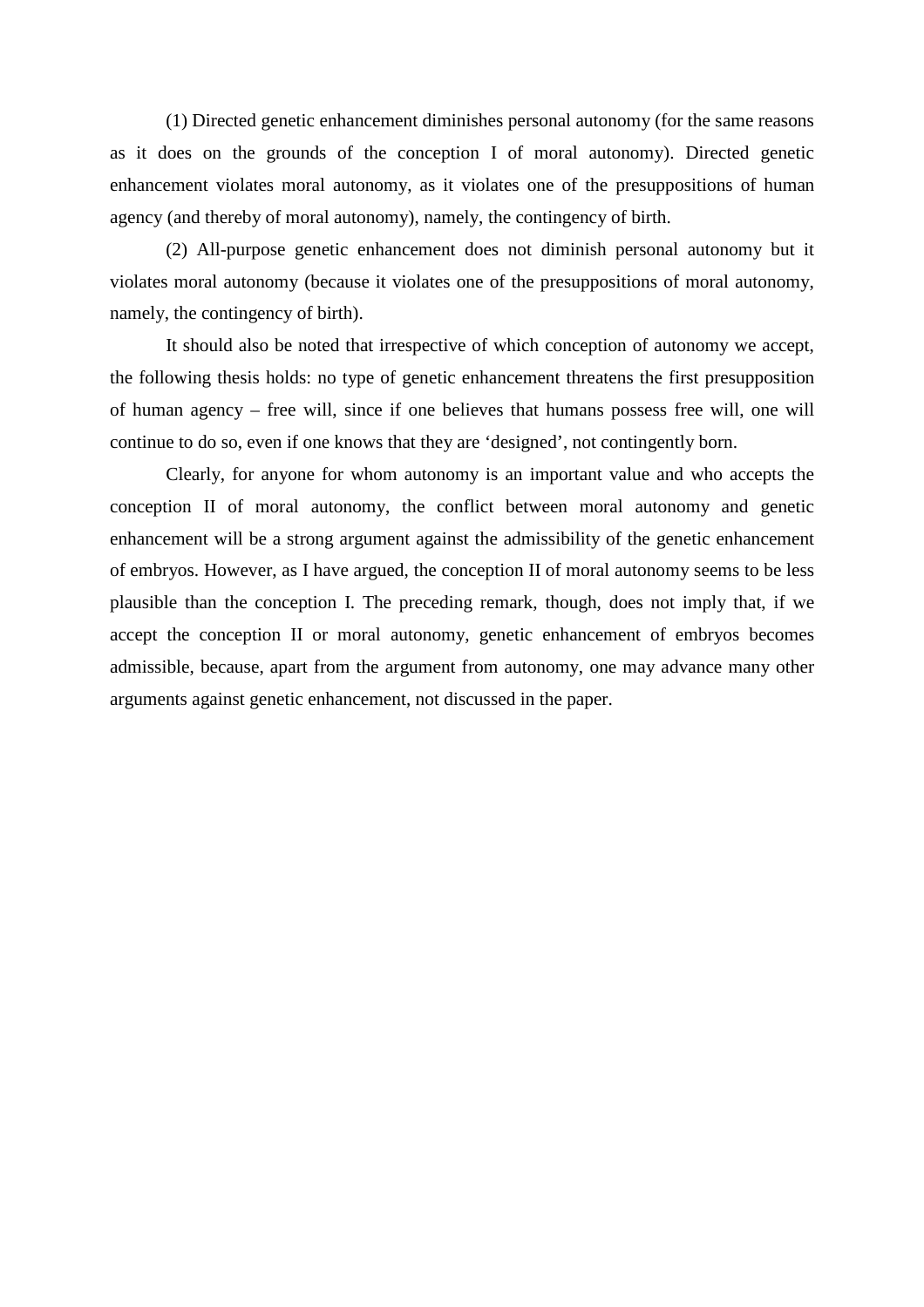(1) Directed genetic enhancement diminishes personal autonomy (for the same reasons as it does on the grounds of the conception I of moral autonomy). Directed genetic enhancement violates moral autonomy, as it violates one of the presuppositions of human agency (and thereby of moral autonomy), namely, the contingency of birth.

(2) All-purpose genetic enhancement does not diminish personal autonomy but it violates moral autonomy (because it violates one of the presuppositions of moral autonomy, namely, the contingency of birth).

It should also be noted that irrespective of which conception of autonomy we accept, the following thesis holds: no type of genetic enhancement threatens the first presupposition of human agency – free will, since if one believes that humans possess free will, one will continue to do so, even if one knows that they are 'designed', not contingently born.

Clearly, for anyone for whom autonomy is an important value and who accepts the conception II of moral autonomy, the conflict between moral autonomy and genetic enhancement will be a strong argument against the admissibility of the genetic enhancement of embryos. However, as I have argued, the conception II of moral autonomy seems to be less plausible than the conception I. The preceding remark, though, does not imply that, if we accept the conception II or moral autonomy, genetic enhancement of embryos becomes admissible, because, apart from the argument from autonomy, one may advance many other arguments against genetic enhancement, not discussed in the paper.